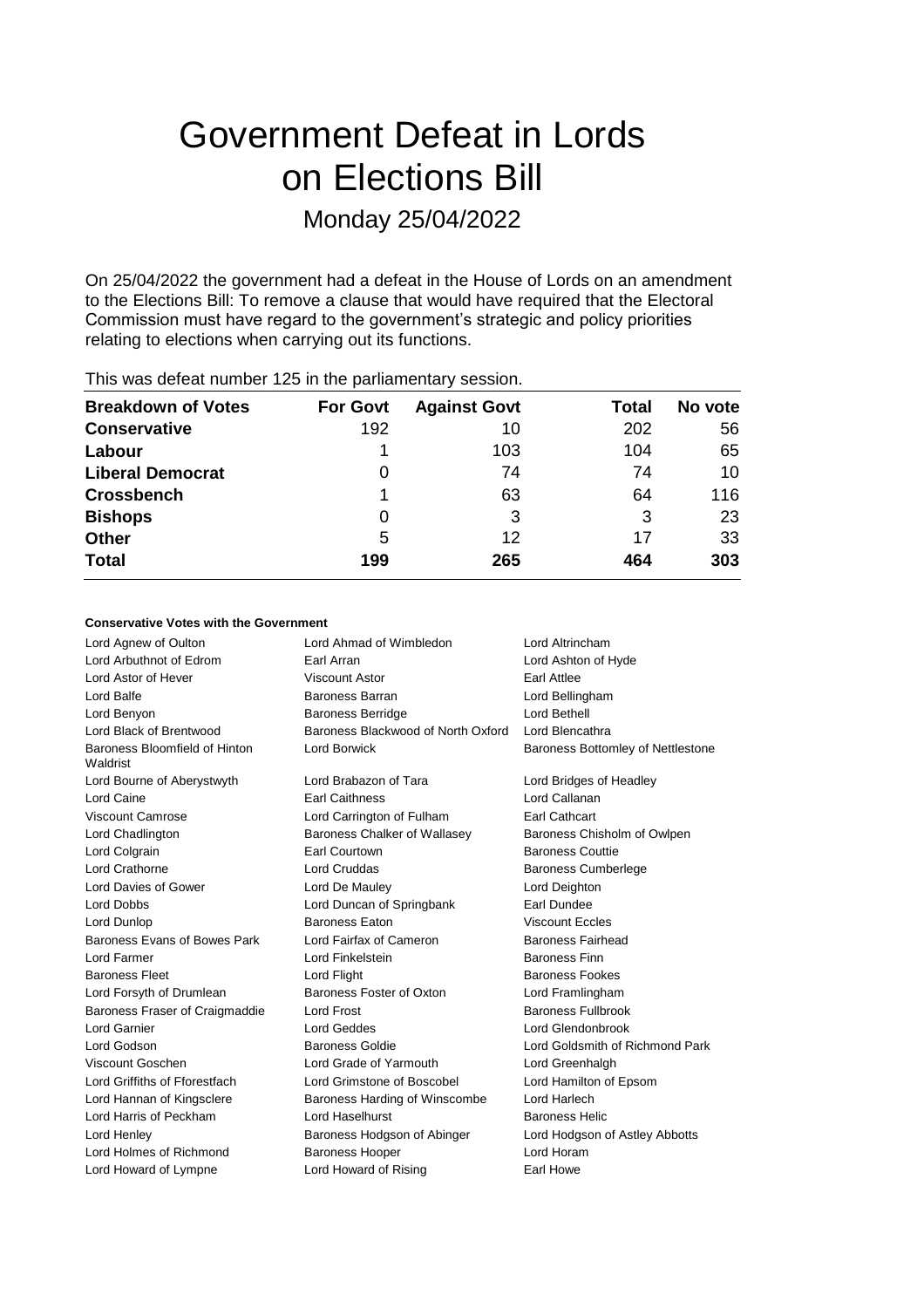# Government Defeat in Lords on Elections Bill

Monday 25/04/2022

On 25/04/2022 the government had a defeat in the House of Lords on an amendment to the Elections Bill: To remove a clause that would have required that the Electoral Commission must have regard to the government's strategic and policy priorities relating to elections when carrying out its functions.

This was defeat number 125 in the parliamentary session.

| Breakdown of Votes | For Govt | Against Govt | Total | No vote |
|---|---|---|---|---|
| **Conservative** | 192 | 10 | 202 | 56 |
| **Labour** | 1 | 103 | 104 | 65 |
| **Liberal Democrat** | 0 | 74 | 74 | 10 |
| **Crossbench** | 1 | 63 | 64 | 116 |
| **Bishops** | 0 | 3 | 3 | 23 |
| **Other** | 5 | 12 | 17 | 33 |
| **Total** | **199** | **265** | **464** | **303** |

#### Conservative Votes with the Government

| | | |
|---|---|---|
| Lord Agnew of Oulton | Lord Ahmad of Wimbledon | Lord Altrincham |
| Lord Arbuthnot of Edrom | Earl Arran | Lord Ashton of Hyde |
| Lord Astor of Hever | Viscount Astor | Earl Attlee |
| Lord Balfe | Baroness Barran | Lord Bellingham |
| Lord Benyon | Baroness Berridge | Lord Bethell |
| Lord Black of Brentwood | Baroness Blackwood of North Oxford | Lord Blencathra |
| Baroness Bloomfield of Hinton Waldrist | Lord Borwick | Baroness Bottomley of Nettlestone |
| Lord Bourne of Aberystwyth | Lord Brabazon of Tara | Lord Bridges of Headley |
| Lord Caine | Earl Caithness | Lord Callanan |
| Viscount Camrose | Lord Carrington of Fulham | Earl Cathcart |
| Lord Chadlington | Baroness Chalker of Wallasey | Baroness Chisholm of Owlpen |
| Lord Colgrain | Earl Courtown | Baroness Couttie |
| Lord Crathorne | Lord Cruddas | Baroness Cumberlege |
| Lord Davies of Gower | Lord De Mauley | Lord Deighton |
| Lord Dobbs | Lord Duncan of Springbank | Earl Dundee |
| Lord Dunlop | Baroness Eaton | Viscount Eccles |
| Baroness Evans of Bowes Park | Lord Fairfax of Cameron | Baroness Fairhead |
| Lord Farmer | Lord Finkelstein | Baroness Finn |
| Baroness Fleet | Lord Flight | Baroness Fookes |
| Lord Forsyth of Drumlean | Baroness Foster of Oxton | Lord Framlingham |
| Baroness Fraser of Craigmaddie | Lord Frost | Baroness Fullbrook |
| Lord Garnier | Lord Geddes | Lord Glendonbrook |
| Lord Godson | Baroness Goldie | Lord Goldsmith of Richmond Park |
| Viscount Goschen | Lord Grade of Yarmouth | Lord Greenhalgh |
| Lord Griffiths of Fforestfach | Lord Grimstone of Boscobel | Lord Hamilton of Epsom |
| Lord Hannan of Kingsclere | Baroness Harding of Winscombe | Lord Harlech |
| Lord Harris of Peckham | Lord Haselhurst | Baroness Helic |
| Lord Henley | Baroness Hodgson of Abinger | Lord Hodgson of Astley Abbotts |
| Lord Holmes of Richmond | Baroness Hooper | Lord Horam |
| Lord Howard of Lympne | Lord Howard of Rising | Earl Howe |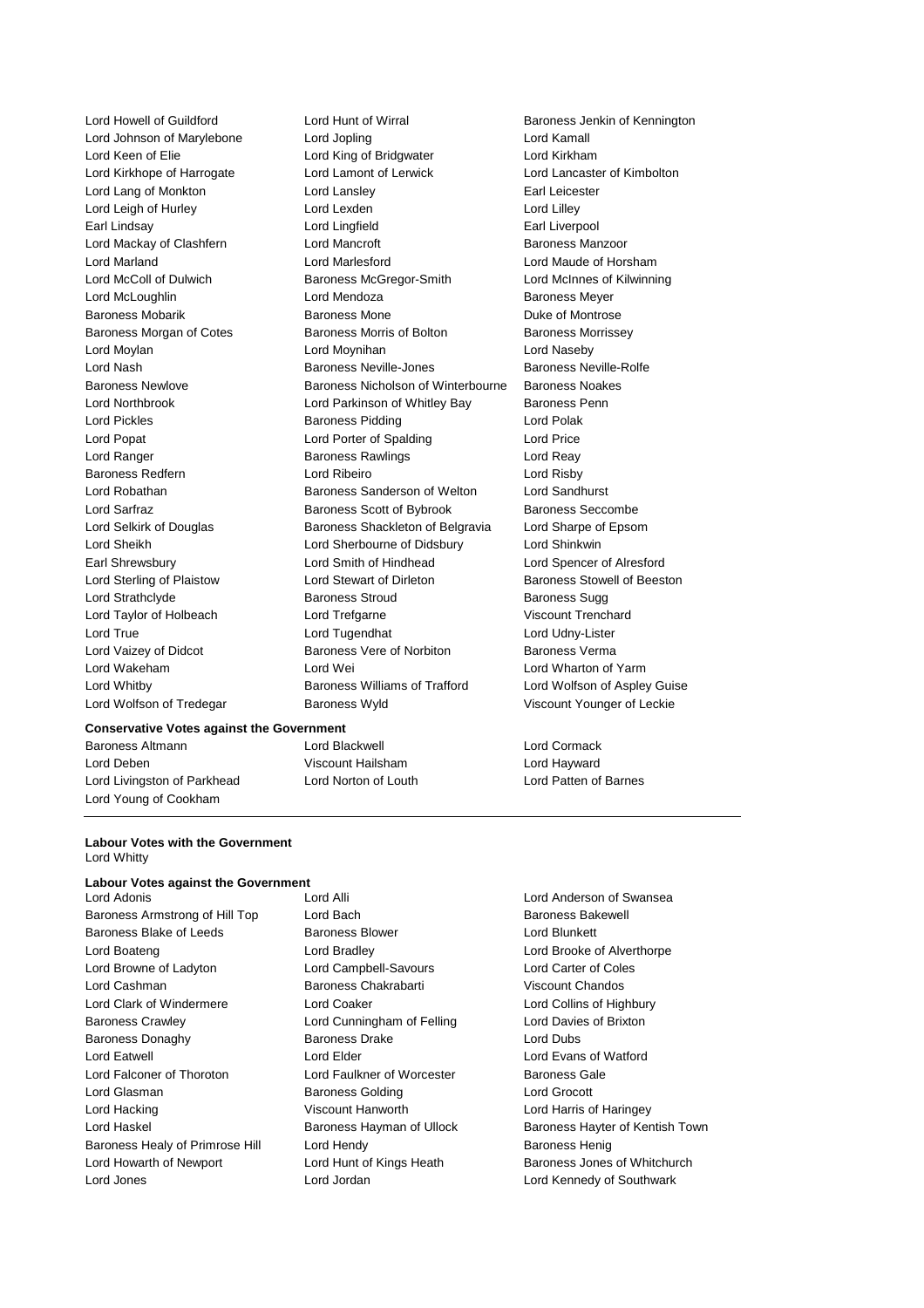Lord Howell of Guildford
Lord Hunt of Wirral
Baroness Jenkin of Kennington
Lord Johnson of Marylebone
Lord Jopling
Lord Kamall
Lord Keen of Elie
Lord King of Bridgwater
Lord Kirkham
Lord Kirkhope of Harrogate
Lord Lamont of Lerwick
Lord Lancaster of Kimbolton
Lord Lang of Monkton
Lord Lansley
Earl Leicester
Lord Leigh of Hurley
Lord Lexden
Lord Lilley
Earl Lindsay
Lord Lingfield
Earl Liverpool
Lord Mackay of Clashfern
Lord Mancroft
Baroness Manzoor
Lord Marland
Lord Marlesford
Lord Maude of Horsham
Lord McColl of Dulwich
Baroness McGregor-Smith
Lord McInnes of Kilwinning
Lord McLoughlin
Lord Mendoza
Baroness Meyer
Baroness Mobarik
Baroness Mone
Duke of Montrose
Baroness Morgan of Cotes
Baroness Morris of Bolton
Baroness Morrissey
Lord Moylan
Lord Moynihan
Lord Naseby
Lord Nash
Baroness Neville-Jones
Baroness Neville-Rolfe
Baroness Newlove
Baroness Nicholson of Winterbourne
Baroness Noakes
Lord Northbrook
Lord Parkinson of Whitley Bay
Baroness Penn
Lord Pickles
Baroness Pidding
Lord Polak
Lord Popat
Lord Porter of Spalding
Lord Price
Lord Ranger
Baroness Rawlings
Lord Reay
Baroness Redfern
Lord Ribeiro
Lord Risby
Lord Robathan
Baroness Sanderson of Welton
Lord Sandhurst
Lord Sarfraz
Baroness Scott of Bybrook
Baroness Seccombe
Lord Selkirk of Douglas
Baroness Shackleton of Belgravia
Lord Sharpe of Epsom
Lord Sheikh
Lord Sherbourne of Didsbury
Lord Shinkwin
Earl Shrewsbury
Lord Smith of Hindhead
Lord Spencer of Alresford
Lord Sterling of Plaistow
Lord Stewart of Dirleton
Baroness Stowell of Beeston
Lord Strathclyde
Baroness Stroud
Baroness Sugg
Lord Taylor of Holbeach
Lord Trefgarne
Viscount Trenchard
Lord True
Lord Tugendhat
Lord Udny-Lister
Lord Vaizey of Didcot
Baroness Vere of Norbiton
Baroness Verma
Lord Wakeham
Lord Wei
Lord Wharton of Yarm
Lord Whitby
Baroness Williams of Trafford
Lord Wolfson of Aspley Guise
Lord Wolfson of Tredegar
Baroness Wyld
Viscount Younger of Leckie

**Conservative Votes against the Government**

Baroness Altmann
Lord Blackwell
Lord Cormack
Lord Deben
Viscount Hailsham
Lord Hayward
Lord Livingston of Parkhead
Lord Norton of Louth
Lord Patten of Barnes
Lord Young of Cookham

---

**Labour Votes with the Government**

Lord Whitty

**Labour Votes against the Government**

Lord Adonis
Lord Alli
Lord Anderson of Swansea
Baroness Armstrong of Hill Top
Lord Bach
Baroness Bakewell
Baroness Blake of Leeds
Baroness Blower
Lord Blunkett
Lord Boateng
Lord Bradley
Lord Brooke of Alverthorpe
Lord Browne of Ladyton
Lord Campbell-Savours
Lord Carter of Coles
Lord Cashman
Baroness Chakrabarti
Viscount Chandos
Lord Clark of Windermere
Lord Coaker
Lord Collins of Highbury
Baroness Crawley
Lord Cunningham of Felling
Lord Davies of Brixton
Baroness Donaghy
Baroness Drake
Lord Dubs
Lord Eatwell
Lord Elder
Lord Evans of Watford
Lord Falconer of Thoroton
Lord Faulkner of Worcester
Baroness Gale
Lord Glasman
Baroness Golding
Lord Grocott
Lord Hacking
Viscount Hanworth
Lord Harris of Haringey
Lord Haskel
Baroness Hayman of Ullock
Baroness Hayter of Kentish Town
Baroness Healy of Primrose Hill
Lord Hendy
Baroness Henig
Lord Howarth of Newport
Lord Hunt of Kings Heath
Baroness Jones of Whitchurch
Lord Jones
Lord Jordan
Lord Kennedy of Southwark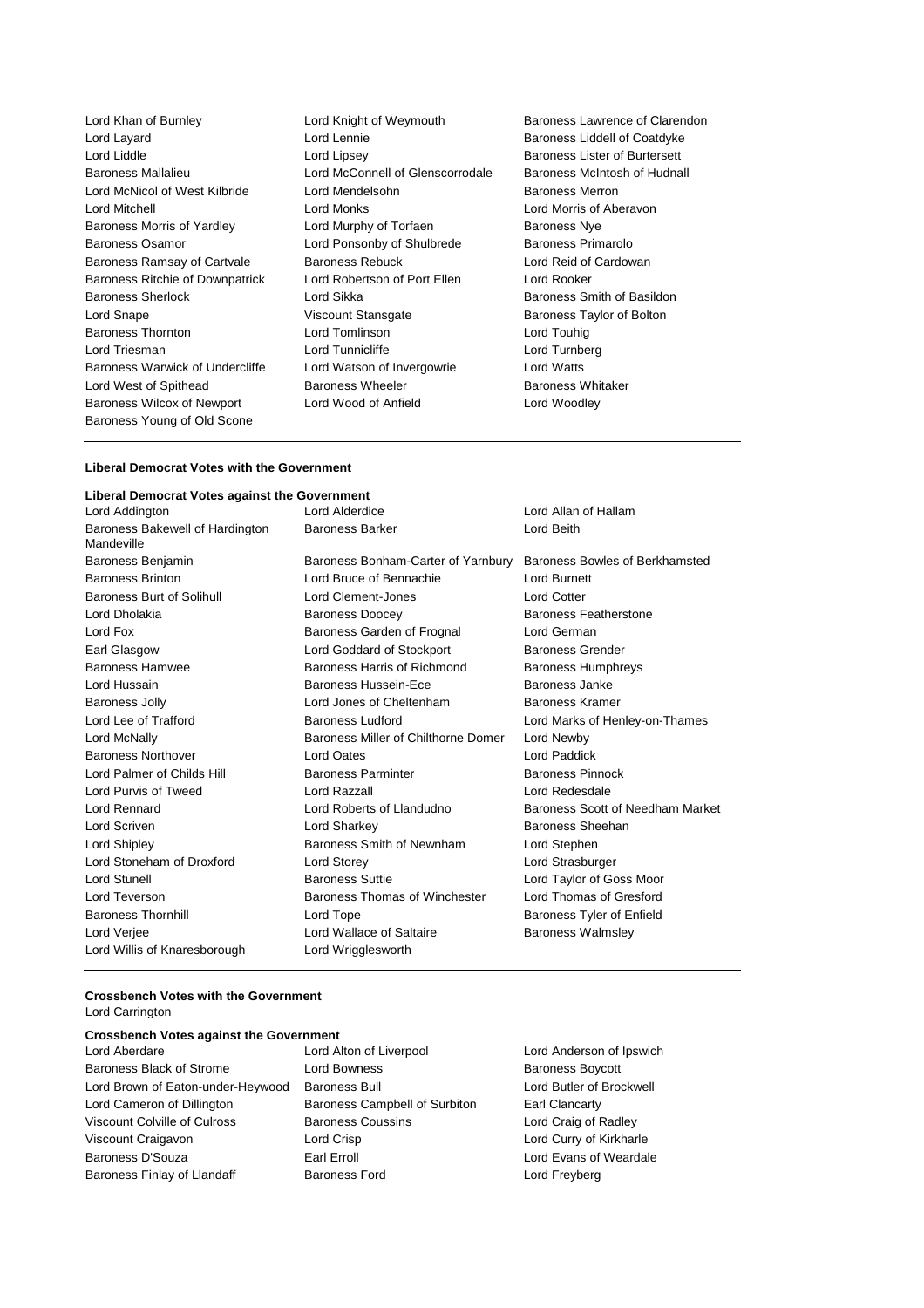Lord Khan of Burnley
Lord Knight of Weymouth
Baroness Lawrence of Clarendon
Lord Layard
Lord Lennie
Baroness Liddell of Coatdyke
Lord Liddle
Lord Lipsey
Baroness Lister of Burtersett
Baroness Mallalieu
Lord McConnell of Glenscorrodale
Baroness McIntosh of Hudnall
Lord McNicol of West Kilbride
Lord Mendelsohn
Baroness Merron
Lord Mitchell
Lord Monks
Lord Morris of Aberavon
Baroness Morris of Yardley
Lord Murphy of Torfaen
Baroness Nye
Baroness Osamor
Lord Ponsonby of Shulbrede
Baroness Primarolo
Baroness Ramsay of Cartvale
Baroness Rebuck
Lord Reid of Cardowan
Baroness Ritchie of Downpatrick
Lord Robertson of Port Ellen
Lord Rooker
Baroness Sherlock
Lord Sikka
Baroness Smith of Basildon
Lord Snape
Viscount Stansgate
Baroness Taylor of Bolton
Baroness Thornton
Lord Tomlinson
Lord Touhig
Lord Triesman
Lord Tunnicliffe
Lord Turnberg
Baroness Warwick of Undercliffe
Lord Watson of Invergowrie
Lord Watts
Lord West of Spithead
Baroness Wheeler
Baroness Whitaker
Baroness Wilcox of Newport
Lord Wood of Anfield
Lord Woodley
Baroness Young of Old Scone

**Liberal Democrat Votes with the Government**

**Liberal Democrat Votes against the Government**

Lord Addington
Lord Alderdice
Lord Allan of Hallam
Baroness Bakewell of Hardington Mandeville
Baroness Barker
Lord Beith
Baroness Benjamin
Baroness Bonham-Carter of Yarnbury
Baroness Bowles of Berkhamsted
Baroness Brinton
Lord Bruce of Bennachie
Lord Burnett
Baroness Burt of Solihull
Lord Clement-Jones
Lord Cotter
Lord Dholakia
Baroness Doocey
Baroness Featherstone
Lord Fox
Baroness Garden of Frognal
Lord German
Earl Glasgow
Lord Goddard of Stockport
Baroness Grender
Baroness Hamwee
Baroness Harris of Richmond
Baroness Humphreys
Lord Hussain
Baroness Hussein-Ece
Baroness Janke
Baroness Jolly
Lord Jones of Cheltenham
Baroness Kramer
Lord Lee of Trafford
Baroness Ludford
Lord Marks of Henley-on-Thames
Lord McNally
Baroness Miller of Chilthorne Domer
Lord Newby
Baroness Northover
Lord Oates
Lord Paddick
Lord Palmer of Childs Hill
Baroness Parminter
Baroness Pinnock
Lord Purvis of Tweed
Lord Razzall
Lord Redesdale
Lord Rennard
Lord Roberts of Llandudno
Baroness Scott of Needham Market
Lord Scriven
Lord Sharkey
Baroness Sheehan
Lord Shipley
Baroness Smith of Newnham
Lord Stephen
Lord Stoneham of Droxford
Lord Storey
Lord Strasburger
Lord Stunell
Baroness Suttie
Lord Taylor of Goss Moor
Lord Teverson
Baroness Thomas of Winchester
Lord Thomas of Gresford
Baroness Thornhill
Lord Tope
Baroness Tyler of Enfield
Lord Verjee
Lord Wallace of Saltaire
Baroness Walmsley
Lord Willis of Knaresborough
Lord Wrigglesworth

**Crossbench Votes with the Government**

Lord Carrington

**Crossbench Votes against the Government**

Lord Aberdare
Lord Alton of Liverpool
Lord Anderson of Ipswich
Baroness Black of Strome
Lord Bowness
Baroness Boycott
Lord Brown of Eaton-under-Heywood
Baroness Bull
Lord Butler of Brockwell
Lord Cameron of Dillington
Baroness Campbell of Surbiton
Earl Clancarty
Viscount Colville of Culross
Baroness Coussins
Lord Craig of Radley
Viscount Craigavon
Lord Crisp
Lord Curry of Kirkharle
Baroness D'Souza
Earl Erroll
Lord Evans of Weardale
Baroness Finlay of Llandaff
Baroness Ford
Lord Freyberg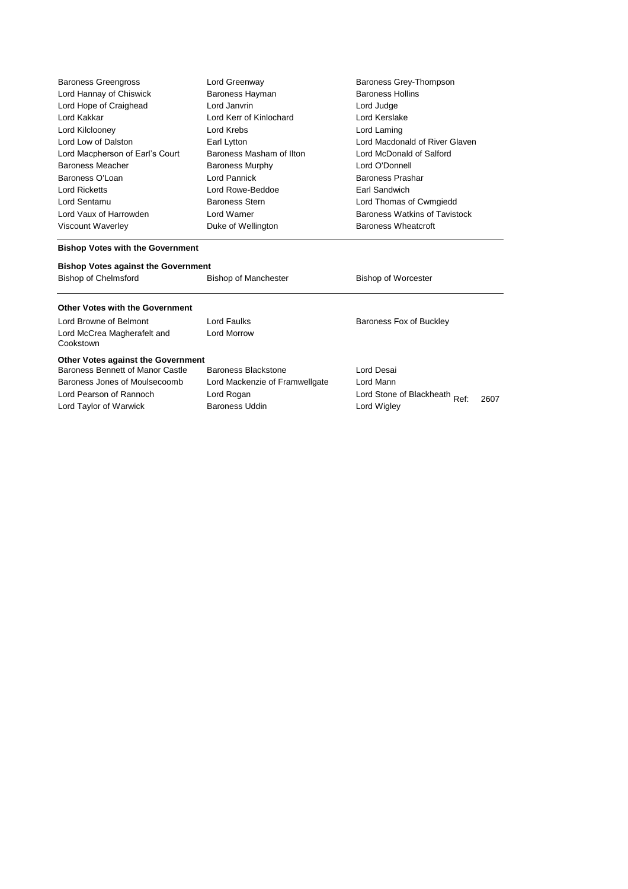| | | |
|---|---|---|
| Baroness Greengross | Lord Greenway | Baroness Grey-Thompson |
| Lord Hannay of Chiswick | Baroness Hayman | Baroness Hollins |
| Lord Hope of Craighead | Lord Janvrin | Lord Judge |
| Lord Kakkar | Lord Kerr of Kinlochard | Lord Kerslake |
| Lord Kilclooney | Lord Krebs | Lord Laming |
| Lord Low of Dalston | Earl Lytton | Lord Macdonald of River Glaven |
| Lord Macpherson of Earl's Court | Baroness Masham of Ilton | Lord McDonald of Salford |
| Baroness Meacher | Baroness Murphy | Lord O'Donnell |
| Baroness O'Loan | Lord Pannick | Baroness Prashar |
| Lord Ricketts | Lord Rowe-Beddoe | Earl Sandwich |
| Lord Sentamu | Baroness Stern | Lord Thomas of Cwmgiedd |
| Lord Vaux of Harrowden | Lord Warner | Baroness Watkins of Tavistock |
| Viscount Waverley | Duke of Wellington | Baroness Wheatcroft |

**Bishop Votes with the Government**

**Bishop Votes against the Government**

| | | |
|---|---|---|
| Bishop of Chelmsford | Bishop of Manchester | Bishop of Worcester |

**Other Votes with the Government**

| | | |
|---|---|---|
| Lord Browne of Belmont | Lord Faulks | Baroness Fox of Buckley |
| Lord McCrea Magherafelt and Cookstown | Lord Morrow | |

**Other Votes against the Government**

| | | |
|---|---|---|
| Baroness Bennett of Manor Castle | Baroness Blackstone | Lord Desai |
| Baroness Jones of Moulsecoomb | Lord Mackenzie of Framwellgate | Lord Mann |
| Lord Pearson of Rannoch | Lord Rogan | Lord Stone of Blackheath |
| Lord Taylor of Warwick | Baroness Uddin | Lord Wigley |

Ref: 2607